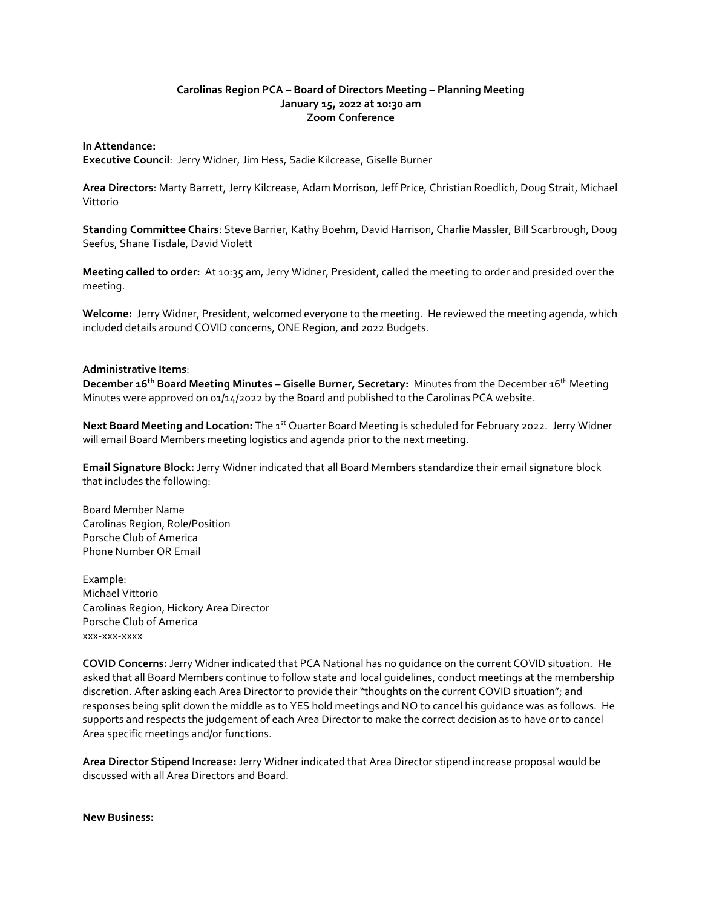**Carolinas Region PCA – Board of Directors Meeting – Planning Meeting**
**January 15, 2022 at 10:30 am**
**Zoom Conference**

**In Attendance:**

**Executive Council**: Jerry Widner, Jim Hess, Sadie Kilcrease, Giselle Burner

**Area Directors**: Marty Barrett, Jerry Kilcrease, Adam Morrison, Jeff Price, Christian Roedlich, Doug Strait, Michael Vittorio

**Standing Committee Chairs**: Steve Barrier, Kathy Boehm, David Harrison, Charlie Massler, Bill Scarbrough, Doug Seefus, Shane Tisdale, David Violett

**Meeting called to order:** At 10:35 am, Jerry Widner, President, called the meeting to order and presided over the meeting.

**Welcome:** Jerry Widner, President, welcomed everyone to the meeting. He reviewed the meeting agenda, which included details around COVID concerns, ONE Region, and 2022 Budgets.

**Administrative Items**:

**December 16th Board Meeting Minutes – Giselle Burner, Secretary:** Minutes from the December 16th Meeting Minutes were approved on 01/14/2022 by the Board and published to the Carolinas PCA website.

**Next Board Meeting and Location:** The 1st Quarter Board Meeting is scheduled for February 2022. Jerry Widner will email Board Members meeting logistics and agenda prior to the next meeting.

**Email Signature Block:** Jerry Widner indicated that all Board Members standardize their email signature block that includes the following:

Board Member Name
Carolinas Region, Role/Position
Porsche Club of America
Phone Number OR Email

Example:
Michael Vittorio
Carolinas Region, Hickory Area Director
Porsche Club of America
xxx-xxx-xxxx

**COVID Concerns:** Jerry Widner indicated that PCA National has no guidance on the current COVID situation. He asked that all Board Members continue to follow state and local guidelines, conduct meetings at the membership discretion. After asking each Area Director to provide their "thoughts on the current COVID situation"; and responses being split down the middle as to YES hold meetings and NO to cancel his guidance was as follows. He supports and respects the judgement of each Area Director to make the correct decision as to have or to cancel Area specific meetings and/or functions.

**Area Director Stipend Increase:** Jerry Widner indicated that Area Director stipend increase proposal would be discussed with all Area Directors and Board.

**New Business:**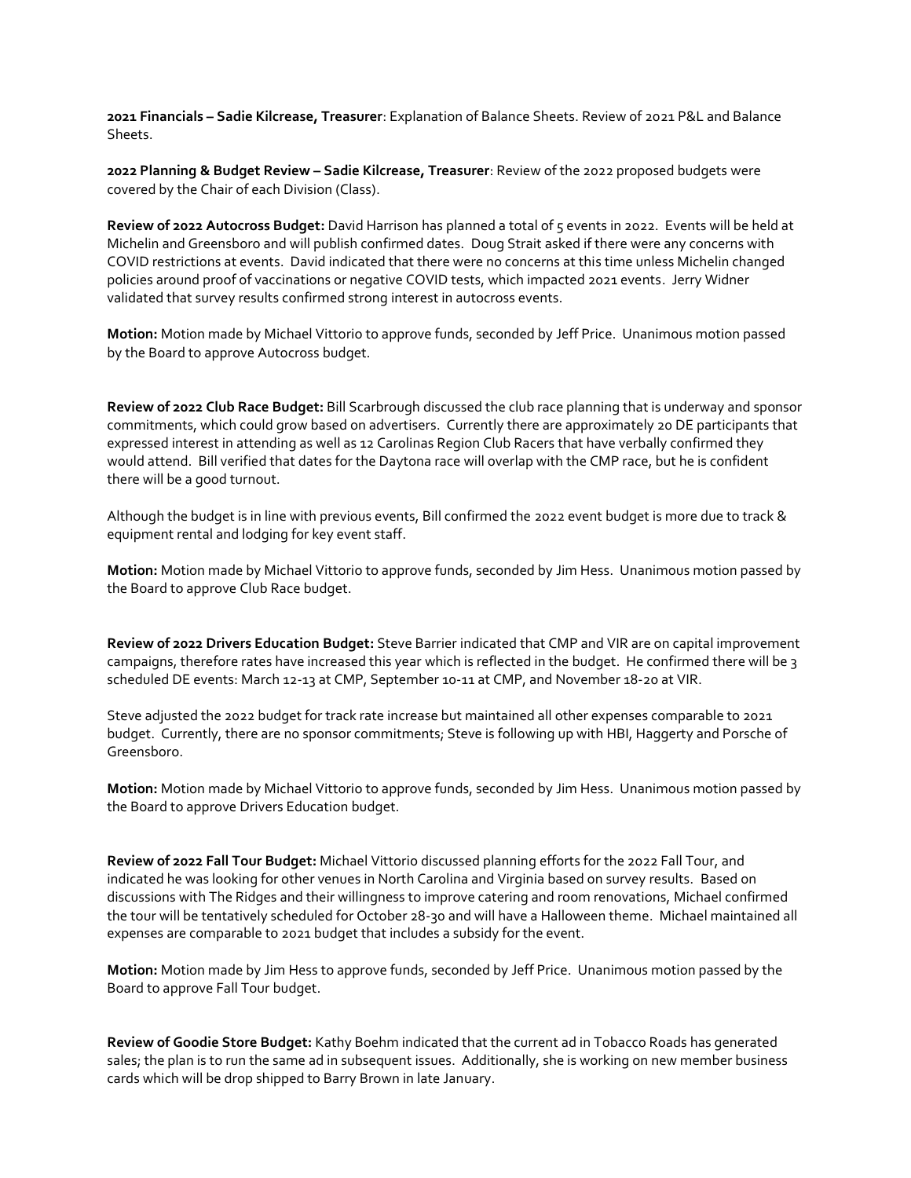**2021 Financials – Sadie Kilcrease, Treasurer**: Explanation of Balance Sheets. Review of 2021 P&L and Balance Sheets.

**2022 Planning & Budget Review – Sadie Kilcrease, Treasurer**: Review of the 2022 proposed budgets were covered by the Chair of each Division (Class).

**Review of 2022 Autocross Budget:** David Harrison has planned a total of 5 events in 2022. Events will be held at Michelin and Greensboro and will publish confirmed dates. Doug Strait asked if there were any concerns with COVID restrictions at events. David indicated that there were no concerns at this time unless Michelin changed policies around proof of vaccinations or negative COVID tests, which impacted 2021 events. Jerry Widner validated that survey results confirmed strong interest in autocross events.

**Motion:** Motion made by Michael Vittorio to approve funds, seconded by Jeff Price. Unanimous motion passed by the Board to approve Autocross budget.

**Review of 2022 Club Race Budget:** Bill Scarbrough discussed the club race planning that is underway and sponsor commitments, which could grow based on advertisers. Currently there are approximately 20 DE participants that expressed interest in attending as well as 12 Carolinas Region Club Racers that have verbally confirmed they would attend. Bill verified that dates for the Daytona race will overlap with the CMP race, but he is confident there will be a good turnout.

Although the budget is in line with previous events, Bill confirmed the 2022 event budget is more due to track & equipment rental and lodging for key event staff.

**Motion:** Motion made by Michael Vittorio to approve funds, seconded by Jim Hess. Unanimous motion passed by the Board to approve Club Race budget.

**Review of 2022 Drivers Education Budget:** Steve Barrier indicated that CMP and VIR are on capital improvement campaigns, therefore rates have increased this year which is reflected in the budget. He confirmed there will be 3 scheduled DE events: March 12-13 at CMP, September 10-11 at CMP, and November 18-20 at VIR.

Steve adjusted the 2022 budget for track rate increase but maintained all other expenses comparable to 2021 budget. Currently, there are no sponsor commitments; Steve is following up with HBI, Haggerty and Porsche of Greensboro.

**Motion:** Motion made by Michael Vittorio to approve funds, seconded by Jim Hess. Unanimous motion passed by the Board to approve Drivers Education budget.

**Review of 2022 Fall Tour Budget:** Michael Vittorio discussed planning efforts for the 2022 Fall Tour, and indicated he was looking for other venues in North Carolina and Virginia based on survey results. Based on discussions with The Ridges and their willingness to improve catering and room renovations, Michael confirmed the tour will be tentatively scheduled for October 28-30 and will have a Halloween theme. Michael maintained all expenses are comparable to 2021 budget that includes a subsidy for the event.

**Motion:** Motion made by Jim Hess to approve funds, seconded by Jeff Price. Unanimous motion passed by the Board to approve Fall Tour budget.

**Review of Goodie Store Budget:** Kathy Boehm indicated that the current ad in Tobacco Roads has generated sales; the plan is to run the same ad in subsequent issues. Additionally, she is working on new member business cards which will be drop shipped to Barry Brown in late January.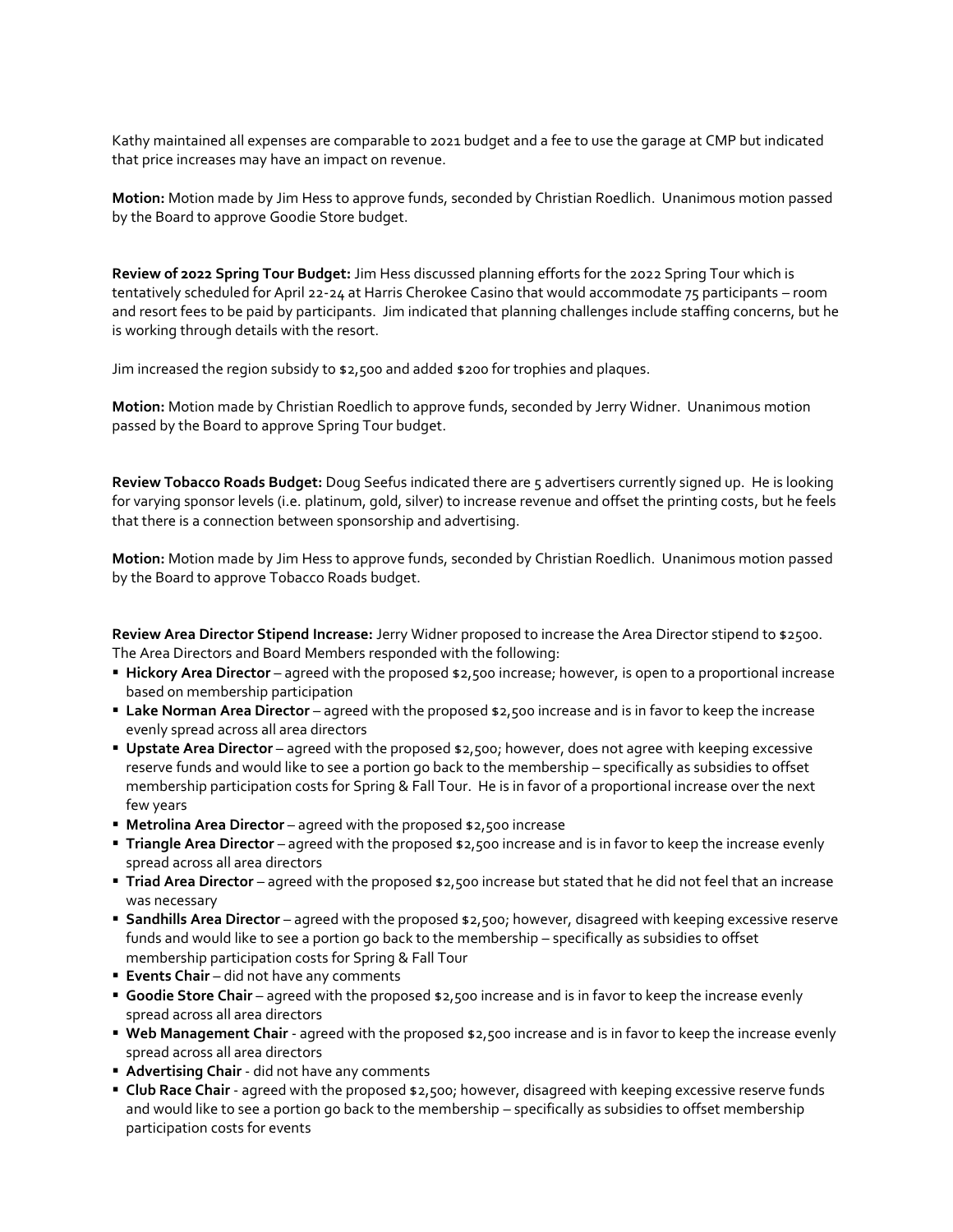Kathy maintained all expenses are comparable to 2021 budget and a fee to use the garage at CMP but indicated that price increases may have an impact on revenue.

**Motion:** Motion made by Jim Hess to approve funds, seconded by Christian Roedlich. Unanimous motion passed by the Board to approve Goodie Store budget.

**Review of 2022 Spring Tour Budget:** Jim Hess discussed planning efforts for the 2022 Spring Tour which is tentatively scheduled for April 22-24 at Harris Cherokee Casino that would accommodate 75 participants – room and resort fees to be paid by participants. Jim indicated that planning challenges include staffing concerns, but he is working through details with the resort.

Jim increased the region subsidy to $2,500 and added $200 for trophies and plaques.

**Motion:** Motion made by Christian Roedlich to approve funds, seconded by Jerry Widner. Unanimous motion passed by the Board to approve Spring Tour budget.

**Review Tobacco Roads Budget:** Doug Seefus indicated there are 5 advertisers currently signed up. He is looking for varying sponsor levels (i.e. platinum, gold, silver) to increase revenue and offset the printing costs, but he feels that there is a connection between sponsorship and advertising.

**Motion:** Motion made by Jim Hess to approve funds, seconded by Christian Roedlich. Unanimous motion passed by the Board to approve Tobacco Roads budget.

**Review Area Director Stipend Increase:** Jerry Widner proposed to increase the Area Director stipend to $2500. The Area Directors and Board Members responded with the following:

- **Hickory Area Director** – agreed with the proposed $2,500 increase; however, is open to a proportional increase based on membership participation
- **Lake Norman Area Director** – agreed with the proposed $2,500 increase and is in favor to keep the increase evenly spread across all area directors
- **Upstate Area Director** – agreed with the proposed $2,500; however, does not agree with keeping excessive reserve funds and would like to see a portion go back to the membership – specifically as subsidies to offset membership participation costs for Spring & Fall Tour. He is in favor of a proportional increase over the next few years
- **Metrolina Area Director** – agreed with the proposed $2,500 increase
- **Triangle Area Director** – agreed with the proposed $2,500 increase and is in favor to keep the increase evenly spread across all area directors
- **Triad Area Director** – agreed with the proposed $2,500 increase but stated that he did not feel that an increase was necessary
- **Sandhills Area Director** – agreed with the proposed $2,500; however, disagreed with keeping excessive reserve funds and would like to see a portion go back to the membership – specifically as subsidies to offset membership participation costs for Spring & Fall Tour
- **Events Chair** – did not have any comments
- **Goodie Store Chair** – agreed with the proposed $2,500 increase and is in favor to keep the increase evenly spread across all area directors
- **Web Management Chair** - agreed with the proposed $2,500 increase and is in favor to keep the increase evenly spread across all area directors
- **Advertising Chair** - did not have any comments
- **Club Race Chair** - agreed with the proposed $2,500; however, disagreed with keeping excessive reserve funds and would like to see a portion go back to the membership – specifically as subsidies to offset membership participation costs for events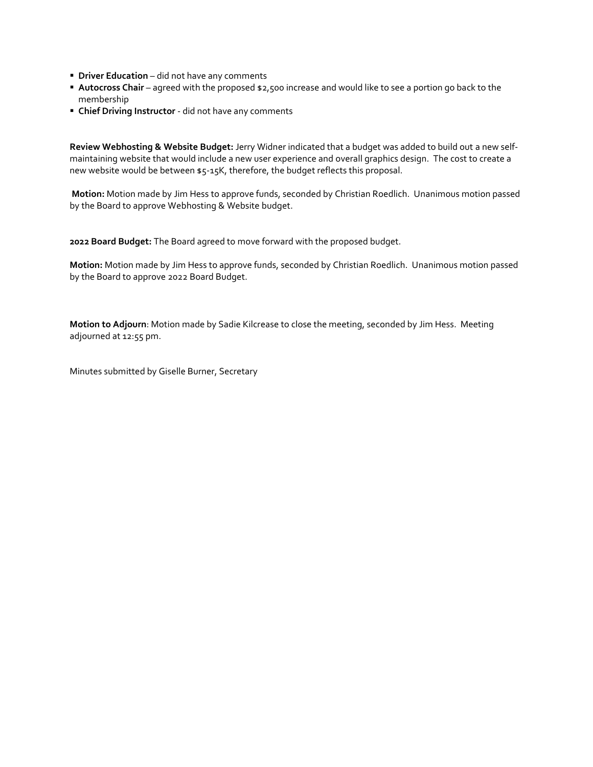- **Driver Education** – did not have any comments
- **Autocross Chair** – agreed with the proposed $2,500 increase and would like to see a portion go back to the membership
- **Chief Driving Instructor** - did not have any comments

**Review Webhosting & Website Budget:** Jerry Widner indicated that a budget was added to build out a new self-maintaining website that would include a new user experience and overall graphics design. The cost to create a new website would be between $5-15K, therefore, the budget reflects this proposal.

**Motion:** Motion made by Jim Hess to approve funds, seconded by Christian Roedlich. Unanimous motion passed by the Board to approve Webhosting & Website budget.

**2022 Board Budget:** The Board agreed to move forward with the proposed budget.

**Motion:** Motion made by Jim Hess to approve funds, seconded by Christian Roedlich. Unanimous motion passed by the Board to approve 2022 Board Budget.

**Motion to Adjourn**: Motion made by Sadie Kilcrease to close the meeting, seconded by Jim Hess. Meeting adjourned at 12:55 pm.

Minutes submitted by Giselle Burner, Secretary